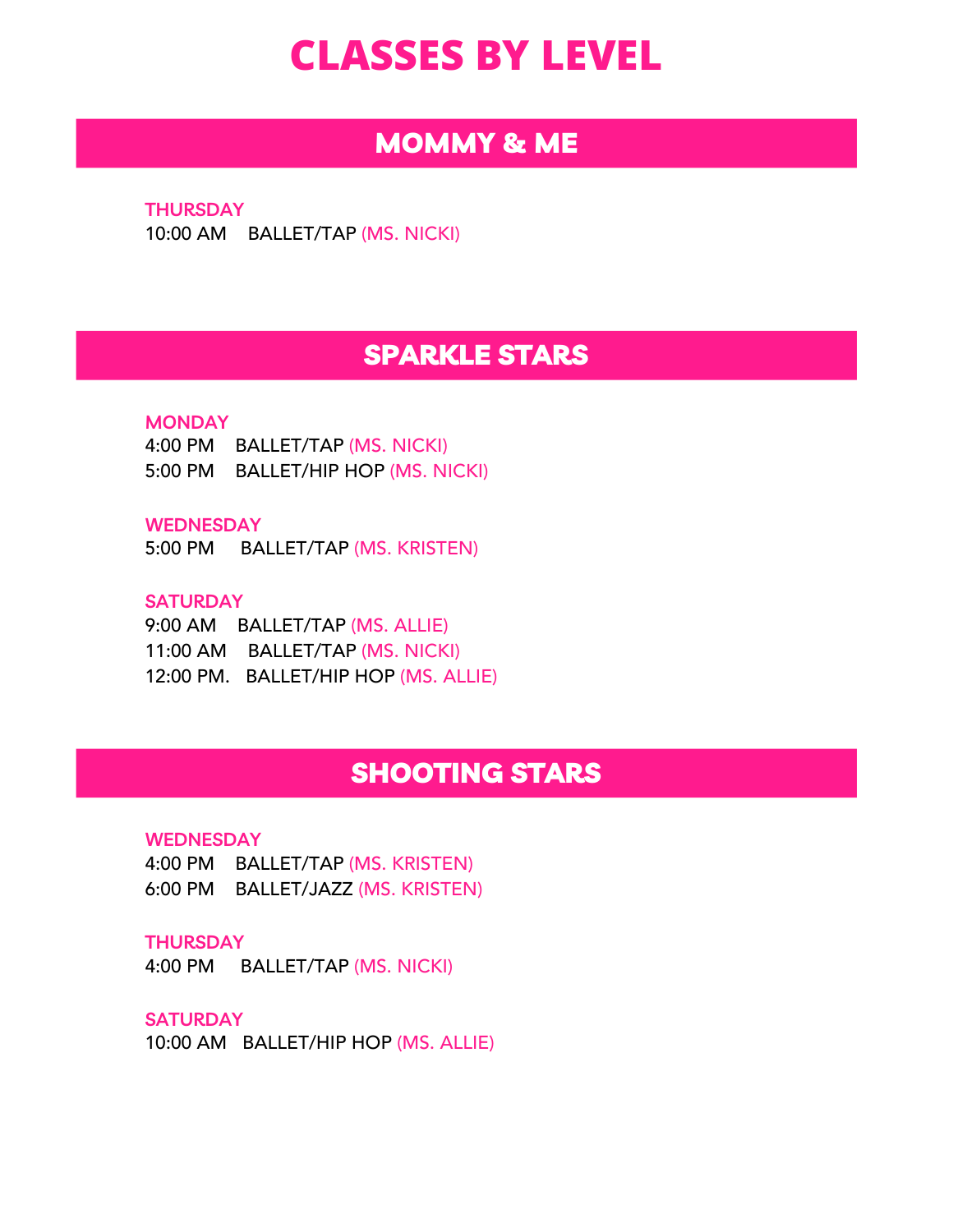# CLASSES BY LEVEL

## MOMMY & ME

**THURSDAY**

10:00 AM BALLET/TAP (MS. NICKI)

## SPARKLE STARS

**MONDAY**

4:00 PM BALLET/TAP (MS. NICKI)
5:00 PM BALLET/HIP HOP (MS. NICKI)

**WEDNESDAY**

5:00 PM BALLET/TAP (MS. KRISTEN)

**SATURDAY**

9:00 AM BALLET/TAP (MS. ALLIE)
11:00 AM BALLET/TAP (MS. NICKI)
12:00 PM. BALLET/HIP HOP (MS. ALLIE)

## SHOOTING STARS

**WEDNESDAY**

4:00 PM BALLET/TAP (MS. KRISTEN)
6:00 PM BALLET/JAZZ (MS. KRISTEN)

**THURSDAY**

4:00 PM BALLET/TAP (MS. NICKI)

**SATURDAY**

10:00 AM BALLET/HIP HOP (MS. ALLIE)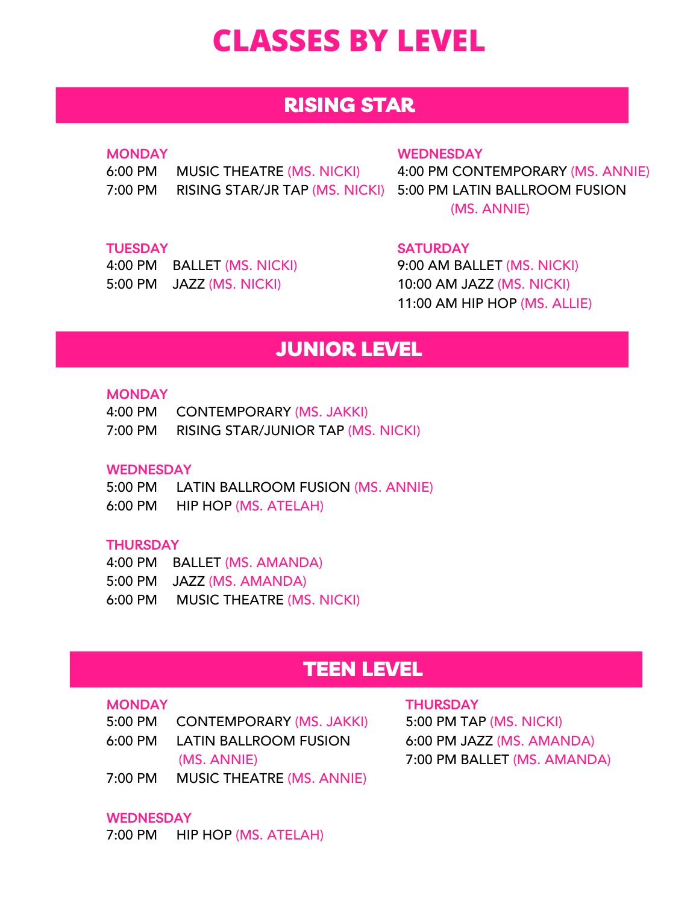# CLASSES BY LEVEL

## RISING STAR

**MONDAY**
6:00 PM MUSIC THEATRE (MS. NICKI)
7:00 PM RISING STAR/JR TAP (MS. NICKI)

**TUESDAY**
4:00 PM BALLET (MS. NICKI)
5:00 PM JAZZ (MS. NICKI)

**WEDNESDAY**
4:00 PM CONTEMPORARY (MS. ANNIE)
5:00 PM LATIN BALLROOM FUSION (MS. ANNIE)

**SATURDAY**
9:00 AM BALLET (MS. NICKI)
10:00 AM JAZZ (MS. NICKI)
11:00 AM HIP HOP (MS. ALLIE)

## JUNIOR LEVEL

**MONDAY**
4:00 PM CONTEMPORARY (MS. JAKKI)
7:00 PM RISING STAR/JUNIOR TAP (MS. NICKI)

**WEDNESDAY**
5:00 PM LATIN BALLROOM FUSION (MS. ANNIE)
6:00 PM HIP HOP (MS. ATELAH)

**THURSDAY**
4:00 PM BALLET (MS. AMANDA)
5:00 PM JAZZ (MS. AMANDA)
6:00 PM MUSIC THEATRE (MS. NICKI)

## TEEN LEVEL

**MONDAY**
5:00 PM CONTEMPORARY (MS. JAKKI)
6:00 PM LATIN BALLROOM FUSION (MS. ANNIE)
7:00 PM MUSIC THEATRE (MS. ANNIE)

**WEDNESDAY**
7:00 PM HIP HOP (MS. ATELAH)

**THURSDAY**
5:00 PM TAP (MS. NICKI)
6:00 PM JAZZ (MS. AMANDA)
7:00 PM BALLET (MS. AMANDA)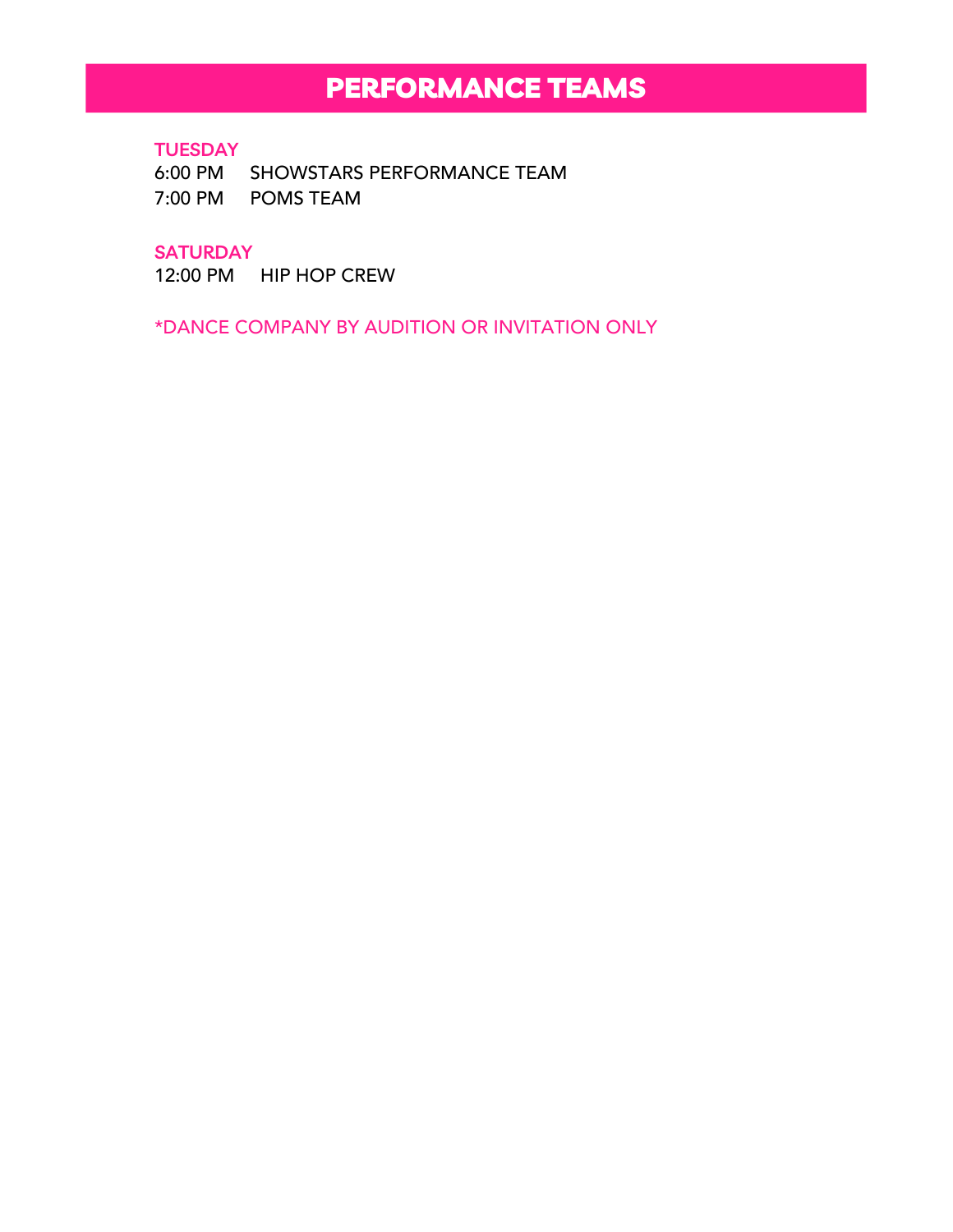# PERFORMANCE TEAMS

**TUESDAY**

6:00 PM SHOWSTARS PERFORMANCE TEAM
7:00 PM POMS TEAM

**SATURDAY**

12:00 PM HIP HOP CREW

*DANCE COMPANY BY AUDITION OR INVITATION ONLY